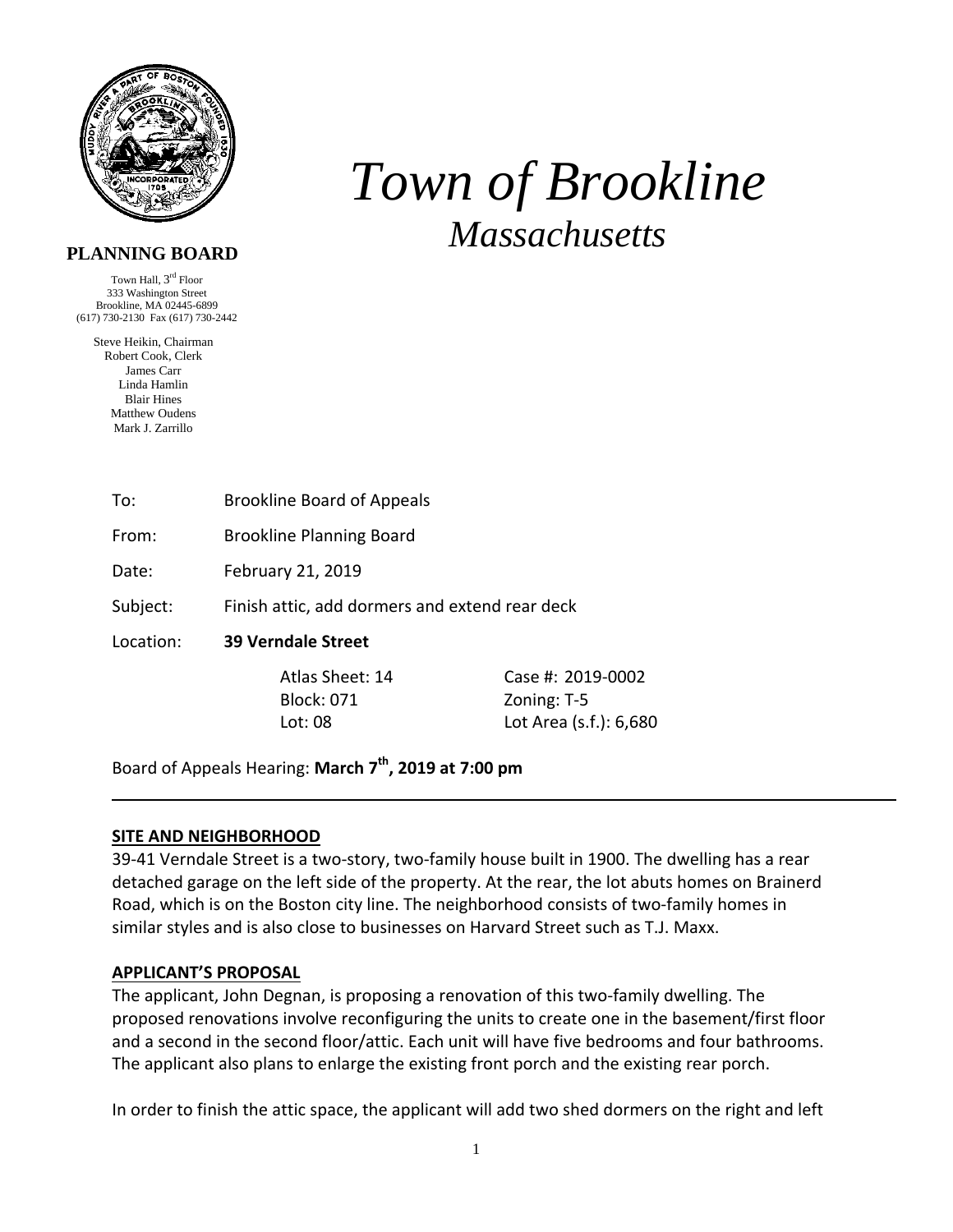**PLANNING BOARD**

Town Hall, 3rd Floor
333 Washington Street
Brookline, MA 02445-6899
(617) 730-2130 Fax (617) 730-2442

Steve Heikin, Chairman
Robert Cook, Clerk
James Carr
Linda Hamlin
Blair Hines
Matthew Oudens
Mark J. Zarrillo

# *Town of Brookline*

## *Massachusetts*

To: Brookline Board of Appeals

From: Brookline Planning Board

Date: February 21, 2019

Subject: Finish attic, add dormers and extend rear deck

Location: **39 Verndale Street**

| | |
|---|---|
| Atlas Sheet: 14 | Case #: 2019-0002 |
| Block: 071 | Zoning: T-5 |
| Lot: 08 | Lot Area (s.f.): 6,680 |

Board of Appeals Hearing: **March 7th, 2019 at 7:00 pm**

---

**SITE AND NEIGHBORHOOD**

39-41 Verndale Street is a two-story, two-family house built in 1900. The dwelling has a rear detached garage on the left side of the property. At the rear, the lot abuts homes on Brainerd Road, which is on the Boston city line. The neighborhood consists of two-family homes in similar styles and is also close to businesses on Harvard Street such as T.J. Maxx.

**APPLICANT'S PROPOSAL**

The applicant, John Degnan, is proposing a renovation of this two-family dwelling. The proposed renovations involve reconfiguring the units to create one in the basement/first floor and a second in the second floor/attic. Each unit will have five bedrooms and four bathrooms. The applicant also plans to enlarge the existing front porch and the existing rear porch.

In order to finish the attic space, the applicant will add two shed dormers on the right and left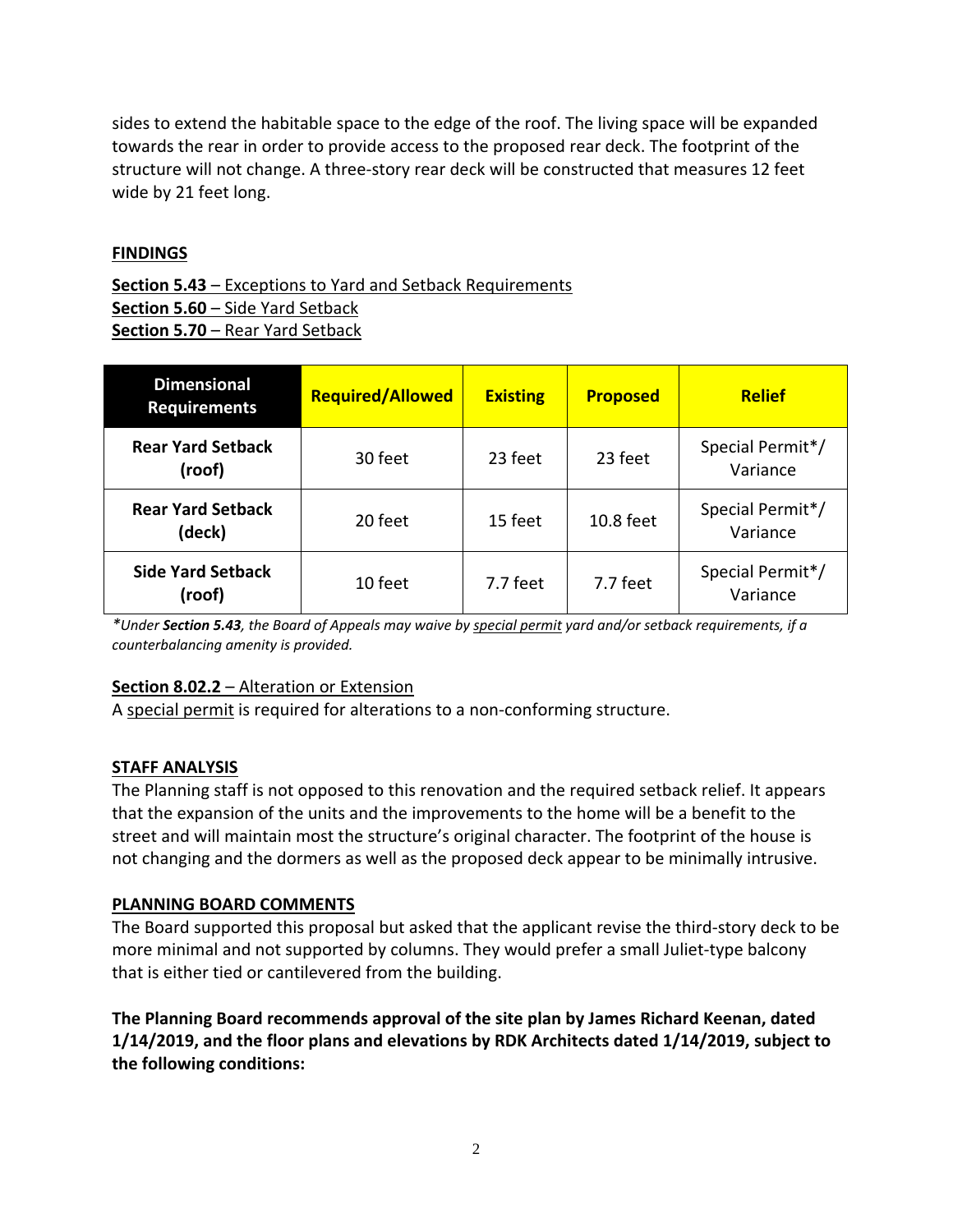sides to extend the habitable space to the edge of the roof. The living space will be expanded towards the rear in order to provide access to the proposed rear deck. The footprint of the structure will not change. A three-story rear deck will be constructed that measures 12 feet wide by 21 feet long.

## FINDINGS

**Section 5.43** – Exceptions to Yard and Setback Requirements
**Section 5.60** – Side Yard Setback
**Section 5.70** – Rear Yard Setback

| Dimensional Requirements | Required/Allowed | Existing | Proposed | Relief |
|---|---|---|---|---|
| **Rear Yard Setback (roof)** | 30 feet | 23 feet | 23 feet | Special Permit*/ Variance |
| **Rear Yard Setback (deck)** | 20 feet | 15 feet | 10.8 feet | Special Permit*/ Variance |
| **Side Yard Setback (roof)** | 10 feet | 7.7 feet | 7.7 feet | Special Permit*/ Variance |

*\*Under **Section 5.43**, the Board of Appeals may waive by special permit yard and/or setback requirements, if a counterbalancing amenity is provided.*

**Section 8.02.2** – Alteration or Extension
A special permit is required for alterations to a non-conforming structure.

## STAFF ANALYSIS

The Planning staff is not opposed to this renovation and the required setback relief. It appears that the expansion of the units and the improvements to the home will be a benefit to the street and will maintain most the structure's original character. The footprint of the house is not changing and the dormers as well as the proposed deck appear to be minimally intrusive.

## PLANNING BOARD COMMENTS

The Board supported this proposal but asked that the applicant revise the third-story deck to be more minimal and not supported by columns. They would prefer a small Juliet-type balcony that is either tied or cantilevered from the building.

**The Planning Board recommends approval of the site plan by James Richard Keenan, dated 1/14/2019, and the floor plans and elevations by RDK Architects dated 1/14/2019, subject to the following conditions:**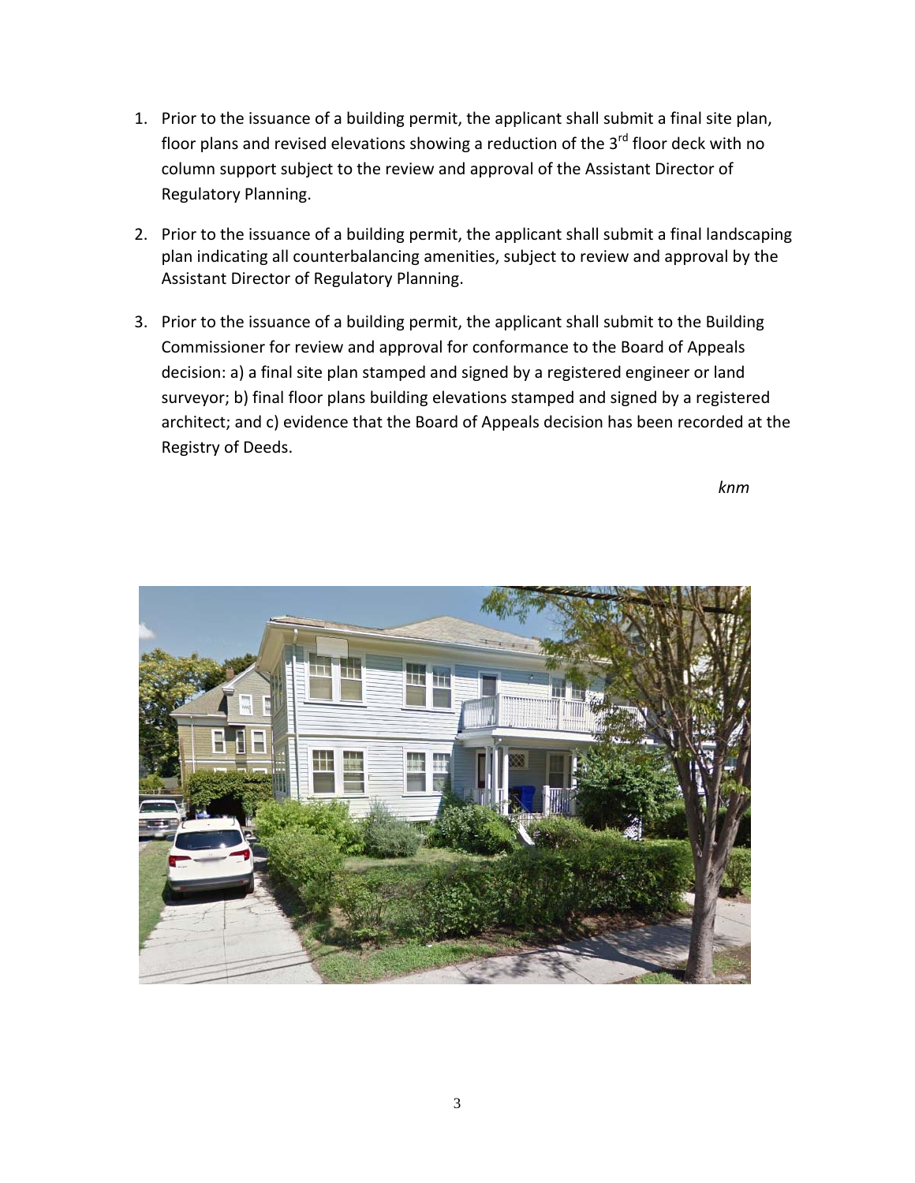1. Prior to the issuance of a building permit, the applicant shall submit a final site plan, floor plans and revised elevations showing a reduction of the 3rd floor deck with no column support subject to the review and approval of the Assistant Director of Regulatory Planning.

2. Prior to the issuance of a building permit, the applicant shall submit a final landscaping plan indicating all counterbalancing amenities, subject to review and approval by the Assistant Director of Regulatory Planning.

3. Prior to the issuance of a building permit, the applicant shall submit to the Building Commissioner for review and approval for conformance to the Board of Appeals decision: a) a final site plan stamped and signed by a registered engineer or land surveyor; b) final floor plans building elevations stamped and signed by a registered architect; and c) evidence that the Board of Appeals decision has been recorded at the Registry of Deeds.

*knm*